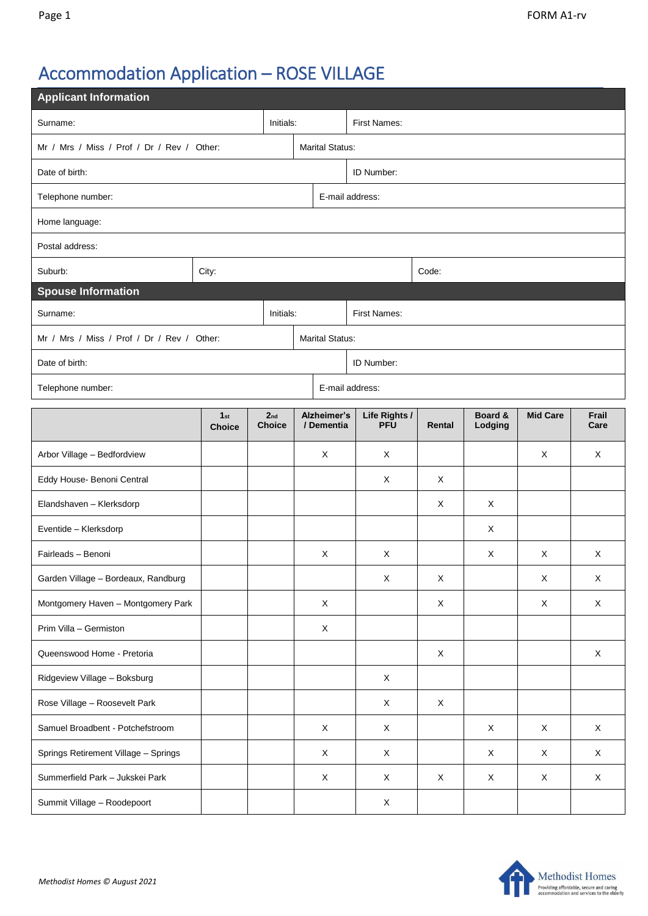# Accommodation Application – ROSE VILLAGE

## Applicant Information

| | | |
|---|---|---|
| Surname: | Initials: | First Names: |
| Mr / Mrs / Miss / Prof / Dr / Rev / Other: | Marital Status: | |
| Date of birth: | ID Number: | |
| Telephone number: | E-mail address: | |
| Home language: | | |
| Postal address: | | |
| Suburb: | City: | Code: |

## Spouse Information

| | | |
|---|---|---|
| Surname: | Initials: | First Names: |
| Mr / Mrs / Miss / Prof / Dr / Rev / Other: | Marital Status: | |
| Date of birth: | ID Number: | |
| Telephone number: | E-mail address: | |

| | 1st Choice | 2nd Choice | Alzheimer's / Dementia | Life Rights / PFU | Rental | Board & Lodging | Mid Care | Frail Care |
|---|---|---|---|---|---|---|---|---|
| Arbor Village – Bedfordview | | | X | X | | | X | X |
| Eddy House- Benoni Central | | | | X | X | | | |
| Elandshaven – Klerksdorp | | | | | X | X | | |
| Eventide – Klerksdorp | | | | | | X | | |
| Fairleads – Benoni | | | X | X | | X | X | X |
| Garden Village – Bordeaux, Randburg | | | | X | X | | X | X |
| Montgomery Haven – Montgomery Park | | | X | | X | | X | X |
| Prim Villa – Germiston | | | X | | | | | |
| Queenswood Home - Pretoria | | | | | X | | | X |
| Ridgeview Village – Boksburg | | | | X | | | | |
| Rose Village – Roosevelt Park | | | | X | X | | | |
| Samuel Broadbent - Potchefstroom | | | X | X | | X | X | X |
| Springs Retirement Village – Springs | | | X | X | | X | X | X |
| Summerfield Park – Jukskei Park | | | X | X | X | X | X | X |
| Summit Village – Roodepoort | | | | X | | | | |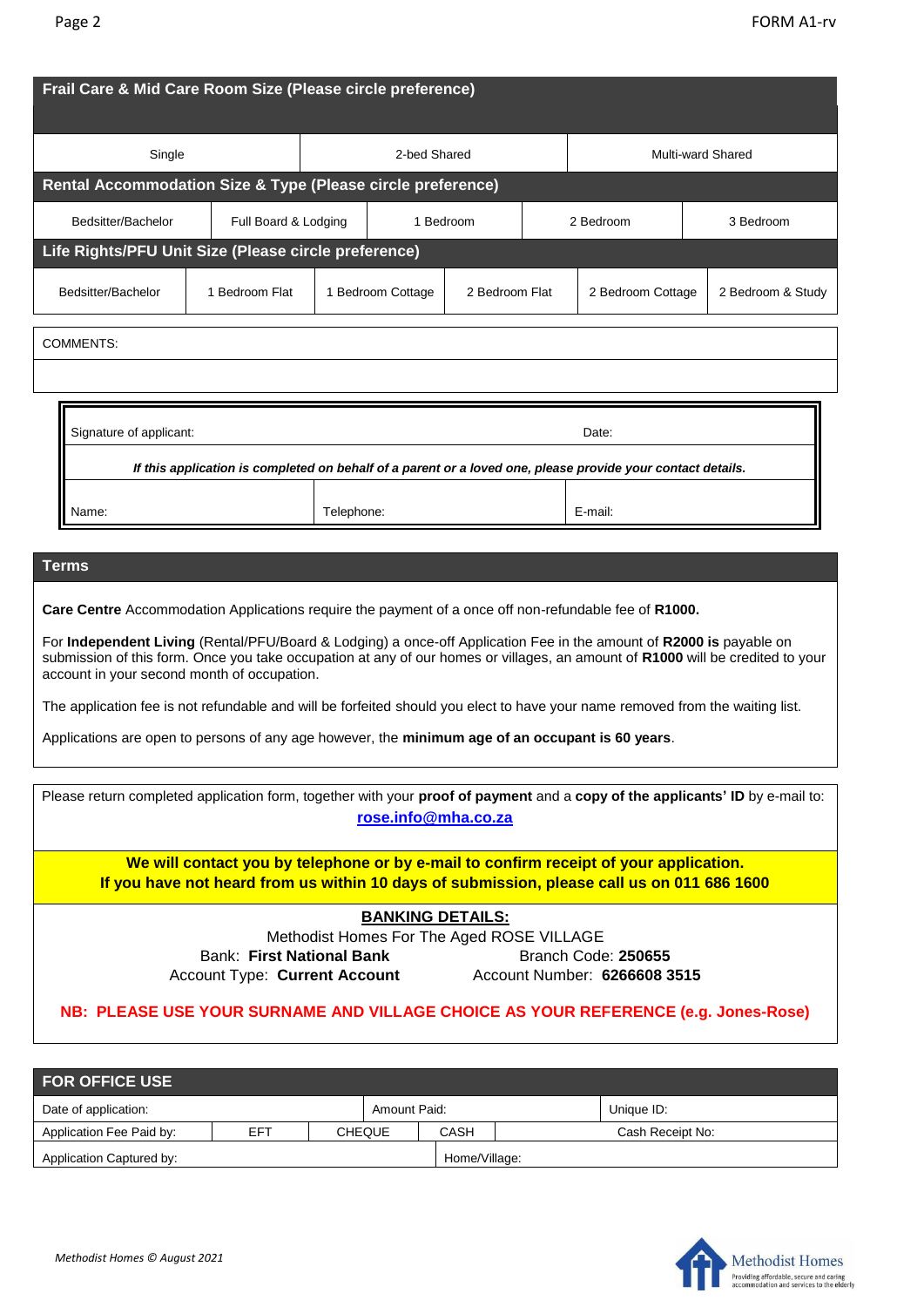## Frail Care & Mid Care Room Size (Please circle preference)

| Single | 2-bed Shared | Multi-ward Shared |
|---|---|---|

## Rental Accommodation Size & Type (Please circle preference)

| Bedsitter/Bachelor | Full Board & Lodging | 1 Bedroom | 2 Bedroom | 3 Bedroom |
|---|---|---|---|---|

## Life Rights/PFU Unit Size (Please circle preference)

| Bedsitter/Bachelor | 1 Bedroom Flat | 1 Bedroom Cottage | 2 Bedroom Flat | 2 Bedroom Cottage | 2 Bedroom & Study |
|---|---|---|---|---|---|

COMMENTS:

| Signature of applicant: | | Date: |
|---|---|---|
| ***If this application is completed on behalf of a parent or a loved one, please provide your contact details.*** | | |
| Name: | Telephone: | E-mail: |

## Terms

**Care Centre** Accommodation Applications require the payment of a once off non-refundable fee of **R1000.**

For **Independent Living** (Rental/PFU/Board & Lodging) a once-off Application Fee in the amount of **R2000 is** payable on submission of this form. Once you take occupation at any of our homes or villages, an amount of **R1000** will be credited to your account in your second month of occupation.

The application fee is not refundable and will be forfeited should you elect to have your name removed from the waiting list.

Applications are open to persons of any age however, the **minimum age of an occupant is 60 years**.

Please return completed application form, together with your **proof of payment** and a **copy of the applicants' ID** by e-mail to: **rose.info@mha.co.za**

**We will contact you by telephone or by e-mail to confirm receipt of your application.**
**If you have not heard from us within 10 days of submission, please call us on 011 686 1600**

**BANKING DETAILS:**

Methodist Homes For The Aged ROSE VILLAGE

Bank: **First National Bank** — Branch Code: **250655**

Account Type: **Current Account** — Account Number: **6266608 3515**

**NB: PLEASE USE YOUR SURNAME AND VILLAGE CHOICE AS YOUR REFERENCE (e.g. Jones-Rose)**

## FOR OFFICE USE

| Date of application: | | | Amount Paid: | | Unique ID: |
|---|---|---|---|---|---|
| Application Fee Paid by: | EFT | CHEQUE | CASH | | Cash Receipt No: |
| Application Captured by: | | | Home/Village: | | |

*Methodist Homes © August 2021*

Methodist Homes — Providing affordable, secure and caring accommodation and services to the elderly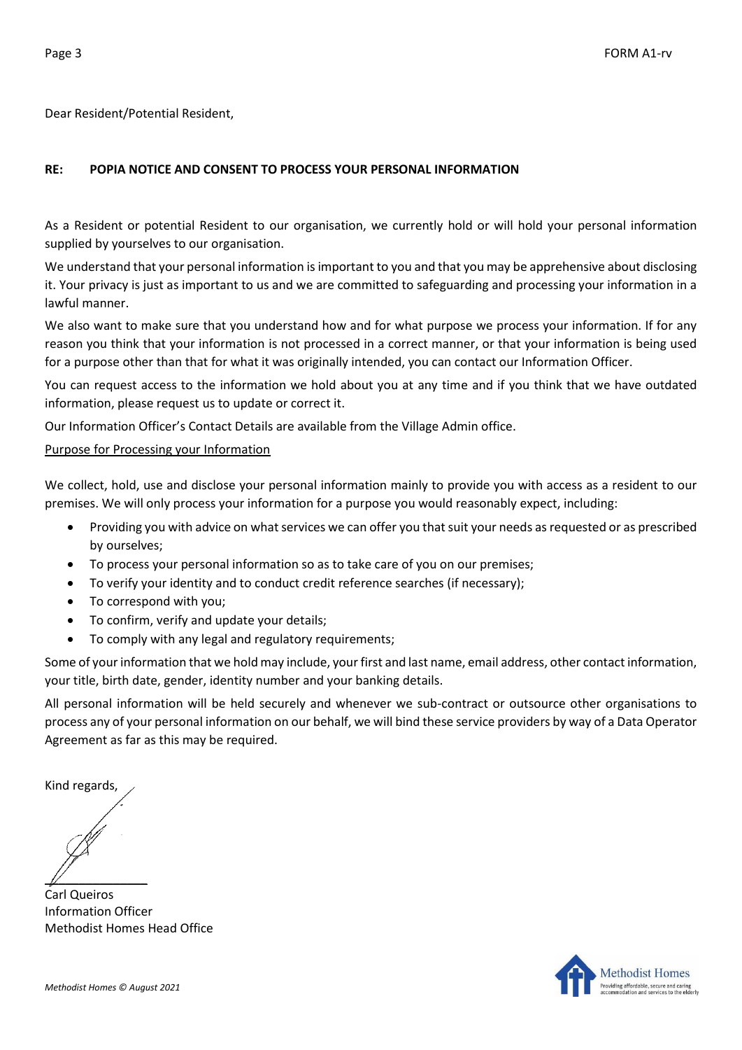Dear Resident/Potential Resident,

**RE: POPIA NOTICE AND CONSENT TO PROCESS YOUR PERSONAL INFORMATION**

As a Resident or potential Resident to our organisation, we currently hold or will hold your personal information supplied by yourselves to our organisation.

We understand that your personal information is important to you and that you may be apprehensive about disclosing it. Your privacy is just as important to us and we are committed to safeguarding and processing your information in a lawful manner.

We also want to make sure that you understand how and for what purpose we process your information. If for any reason you think that your information is not processed in a correct manner, or that your information is being used for a purpose other than that for what it was originally intended, you can contact our Information Officer.

You can request access to the information we hold about you at any time and if you think that we have outdated information, please request us to update or correct it.

Our Information Officer's Contact Details are available from the Village Admin office.

<u>Purpose for Processing your Information</u>

We collect, hold, use and disclose your personal information mainly to provide you with access as a resident to our premises. We will only process your information for a purpose you would reasonably expect, including:

- Providing you with advice on what services we can offer you that suit your needs as requested or as prescribed by ourselves;
- To process your personal information so as to take care of you on our premises;
- To verify your identity and to conduct credit reference searches (if necessary);
- To correspond with you;
- To confirm, verify and update your details;
- To comply with any legal and regulatory requirements;

Some of your information that we hold may include, your first and last name, email address, other contact information, your title, birth date, gender, identity number and your banking details.

All personal information will be held securely and whenever we sub-contract or outsource other organisations to process any of your personal information on our behalf, we will bind these service providers by way of a Data Operator Agreement as far as this may be required.

Kind regards,

Carl Queiros
Information Officer
Methodist Homes Head Office

*Methodist Homes © August 2021*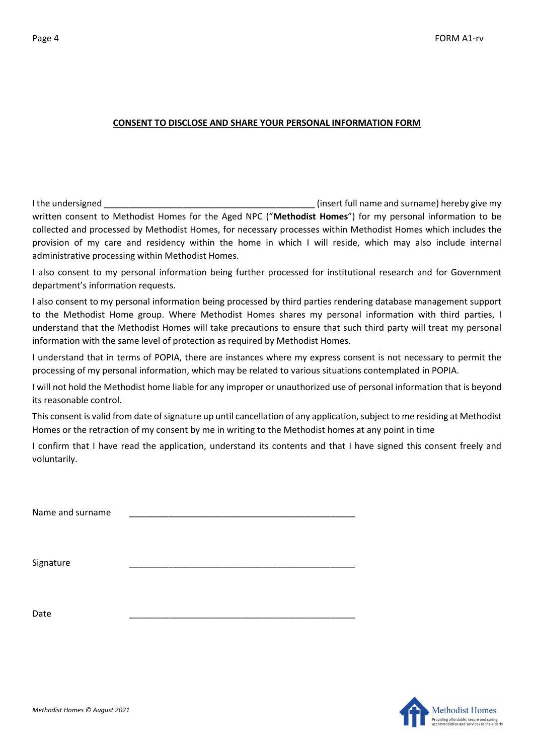## CONSENT TO DISCLOSE AND SHARE YOUR PERSONAL INFORMATION FORM

I the undersigned ___________________________________________ (insert full name and surname) hereby give my written consent to Methodist Homes for the Aged NPC ("**Methodist Homes**") for my personal information to be collected and processed by Methodist Homes, for necessary processes within Methodist Homes which includes the provision of my care and residency within the home in which I will reside, which may also include internal administrative processing within Methodist Homes.

I also consent to my personal information being further processed for institutional research and for Government department's information requests.

I also consent to my personal information being processed by third parties rendering database management support to the Methodist Home group. Where Methodist Homes shares my personal information with third parties, I understand that the Methodist Homes will take precautions to ensure that such third party will treat my personal information with the same level of protection as required by Methodist Homes.

I understand that in terms of POPIA, there are instances where my express consent is not necessary to permit the processing of my personal information, which may be related to various situations contemplated in POPIA.

I will not hold the Methodist home liable for any improper or unauthorized use of personal information that is beyond its reasonable control.

This consent is valid from date of signature up until cancellation of any application, subject to me residing at Methodist Homes or the retraction of my consent by me in writing to the Methodist homes at any point in time

I confirm that I have read the application, understand its contents and that I have signed this consent freely and voluntarily.

Name and surname _______________________________________________

Signature _______________________________________________

Date _______________________________________________

*Methodist Homes © August 2021*

Methodist Homes
Providing affordable, secure and caring accommodation and services to the elderly